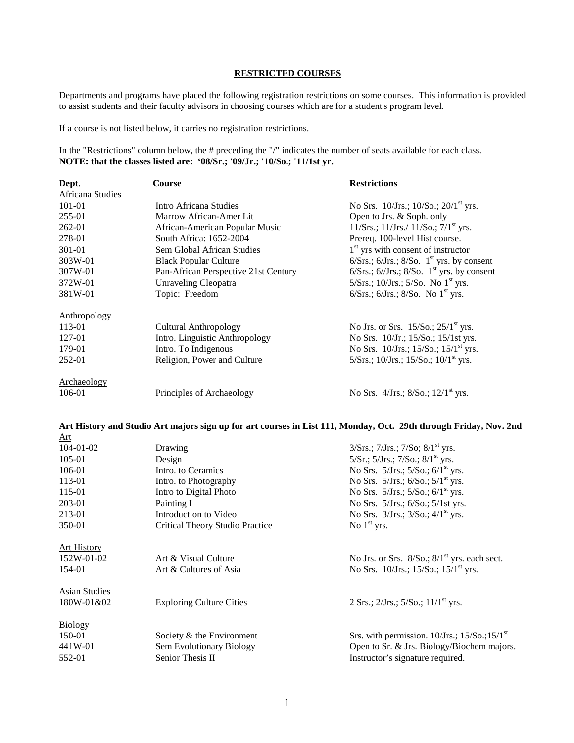# RESTRICTED COURSES

Departments and programs have placed the following registration restrictions on some courses. This information is provided to assist students and their faculty advisors in choosing courses which are for a student's program level.

If a course is not listed below, it carries no registration restrictions.

In the "Restrictions" column below, the # preceding the "/" indicates the number of seats available for each class.
**NOTE: that the classes listed are: '08/Sr.; '09/Jr.; '10/So.; '11/1st yr.**

| Dept. | Course | Restrictions |
|---|---|---|
| Africana Studies | | |
| 101-01 | Intro Africana Studies | No Srs. 10/Jrs.; 10/So.; 20/1st yrs. |
| 255-01 | Marrow African-Amer Lit | Open to Jrs. & Soph. only |
| 262-01 | African-American Popular Music | 11/Srs.; 11/Jrs./ 11/So.; 7/1st yrs. |
| 278-01 | South Africa: 1652-2004 | Prereq. 100-level Hist course. |
| 301-01 | Sem Global African Studies | 1st yrs with consent of instructor |
| 303W-01 | Black Popular Culture | 6/Srs.; 6/Jrs.; 8/So. 1st yrs. by consent |
| 307W-01 | Pan-African Perspective 21st Century | 6/Srs.; 6//Jrs.; 8/So. 1st yrs. by consent |
| 372W-01 | Unraveling Cleopatra | 5/Srs.; 10/Jrs.; 5/So. No 1st yrs. |
| 381W-01 | Topic: Freedom | 6/Srs.; 6/Jrs.; 8/So. No 1st yrs. |
| Anthropology | | |
| 113-01 | Cultural Anthropology | No Jrs. or Srs. 15/So.; 25/1st yrs. |
| 127-01 | Intro. Linguistic Anthropology | No Srs. 10/Jr.; 15/So.; 15/1st yrs. |
| 179-01 | Intro. To Indigenous | No Srs. 10/Jrs.; 15/So.; 15/1st yrs. |
| 252-01 | Religion, Power and Culture | 5/Srs.; 10/Jrs.; 15/So.; 10/1st yrs. |
| Archaeology | | |
| 106-01 | Principles of Archaeology | No Srs. 4/Jrs.; 8/So.; 12/1st yrs. |

**Art History and Studio Art majors sign up for art courses in List 111, Monday, Oct. 29th through Friday, Nov. 2nd**

| Dept. | Course | Restrictions |
|---|---|---|
| Art | | |
| 104-01-02 | Drawing | 3/Srs.; 7/Jrs.; 7/So; 8/1st yrs. |
| 105-01 | Design | 5/Sr.; 5/Jrs.; 7/So.; 8/1st yrs. |
| 106-01 | Intro. to Ceramics | No Srs. 5/Jrs.; 5/So.; 6/1st yrs. |
| 113-01 | Intro. to Photography | No Srs. 5/Jrs.; 6/So.; 5/1st yrs. |
| 115-01 | Intro to Digital Photo | No Srs. 5/Jrs.; 5/So.; 6/1st yrs. |
| 203-01 | Painting I | No Srs. 5/Jrs.; 6/So.; 5/1st yrs. |
| 213-01 | Introduction to Video | No Srs. 3/Jrs.; 3/So.; 4/1st yrs. |
| 350-01 | Critical Theory Studio Practice | No 1st yrs. |
| Art History | | |
| 152W-01-02 | Art & Visual Culture | No Jrs. or Srs. 8/So.; 8/1st yrs. each sect. |
| 154-01 | Art & Cultures of Asia | No Srs. 10/Jrs.; 15/So.; 15/1st yrs. |
| Asian Studies | | |
| 180W-01&02 | Exploring Culture Cities | 2 Srs.; 2/Jrs.; 5/So.; 11/1st yrs. |
| Biology | | |
| 150-01 | Society & the Environment | Srs. with permission. 10/Jrs.; 15/So.;15/1st |
| 441W-01 | Sem Evolutionary Biology | Open to Sr. & Jrs. Biology/Biochem majors. |
| 552-01 | Senior Thesis II | Instructor's signature required. |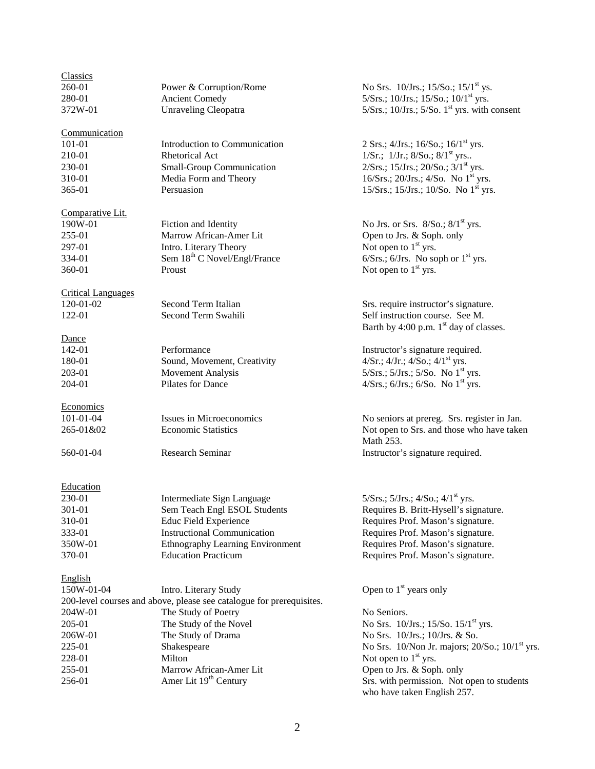### Classics

| | | |
|---|---|---|
| 260-01 | Power & Corruption/Rome | No Srs. 10/Jrs.; 15/So.; 15/1st ys. |
| 280-01 | Ancient Comedy | 5/Srs.; 10/Jrs.; 15/So.; 10/1st yrs. |
| 372W-01 | Unraveling Cleopatra | 5/Srs.; 10/Jrs.; 5/So. 1st yrs. with consent |

### Communication

| | | |
|---|---|---|
| 101-01 | Introduction to Communication | 2 Srs.; 4/Jrs.; 16/So.; 16/1st yrs. |
| 210-01 | Rhetorical Act | 1/Sr.; 1/Jr.; 8/So.; 8/1st yrs.. |
| 230-01 | Small-Group Communication | 2/Srs.; 15/Jrs.; 20/So.; 3/1st yrs. |
| 310-01 | Media Form and Theory | 16/Srs.; 20/Jrs.; 4/So. No 1st yrs. |
| 365-01 | Persuasion | 15/Srs.; 15/Jrs.; 10/So. No 1st yrs. |

### Comparative Lit.

| | | |
|---|---|---|
| 190W-01 | Fiction and Identity | No Jrs. or Srs. 8/So.; 8/1st yrs. |
| 255-01 | Marrow African-Amer Lit | Open to Jrs. & Soph. only |
| 297-01 | Intro. Literary Theory | Not open to 1st yrs. |
| 334-01 | Sem 18th C Novel/Engl/France | 6/Srs.; 6/Jrs. No soph or 1st yrs. |
| 360-01 | Proust | Not open to 1st yrs. |

### Critical Languages

| | | |
|---|---|---|
| 120-01-02 | Second Term Italian | Srs. require instructor's signature. |
| 122-01 | Second Term Swahili | Self instruction course. See M. Barth by 4:00 p.m. 1st day of classes. |

### Dance

| | | |
|---|---|---|
| 142-01 | Performance | Instructor's signature required. |
| 180-01 | Sound, Movement, Creativity | 4/Sr.; 4/Jr.; 4/So.; 4/1st yrs. |
| 203-01 | Movement Analysis | 5/Srs.; 5/Jrs.; 5/So. No 1st yrs. |
| 204-01 | Pilates for Dance | 4/Srs.; 6/Jrs.; 6/So. No 1st yrs. |

### Economics

| | | |
|---|---|---|
| 101-01-04 | Issues in Microeconomics | No seniors at prereg. Srs. register in Jan. |
| 265-01&02 | Economic Statistics | Not open to Srs. and those who have taken Math 253. |
| 560-01-04 | Research Seminar | Instructor's signature required. |

### Education

| | | |
|---|---|---|
| 230-01 | Intermediate Sign Language | 5/Srs.; 5/Jrs.; 4/So.; 4/1st yrs. |
| 301-01 | Sem Teach Engl ESOL Students | Requires B. Britt-Hysell's signature. |
| 310-01 | Educ Field Experience | Requires Prof. Mason's signature. |
| 333-01 | Instructional Communication | Requires Prof. Mason's signature. |
| 350W-01 | Ethnography Learning Environment | Requires Prof. Mason's signature. |
| 370-01 | Education Practicum | Requires Prof. Mason's signature. |

### English

| | | |
|---|---|---|
| 150W-01-04 | Intro. Literary Study | Open to 1st years only |

200-level courses and above, please see catalogue for prerequisites.

| | | |
|---|---|---|
| 204W-01 | The Study of Poetry | No Seniors. |
| 205-01 | The Study of the Novel | No Srs. 10/Jrs.; 15/So. 15/1st yrs. |
| 206W-01 | The Study of Drama | No Srs. 10/Jrs.; 10/Jrs. & So. |
| 225-01 | Shakespeare | No Srs. 10/Non Jr. majors; 20/So.; 10/1st yrs. |
| 228-01 | Milton | Not open to 1st yrs. |
| 255-01 | Marrow African-Amer Lit | Open to Jrs. & Soph. only |
| 256-01 | Amer Lit 19th Century | Srs. with permission. Not open to students who have taken English 257. |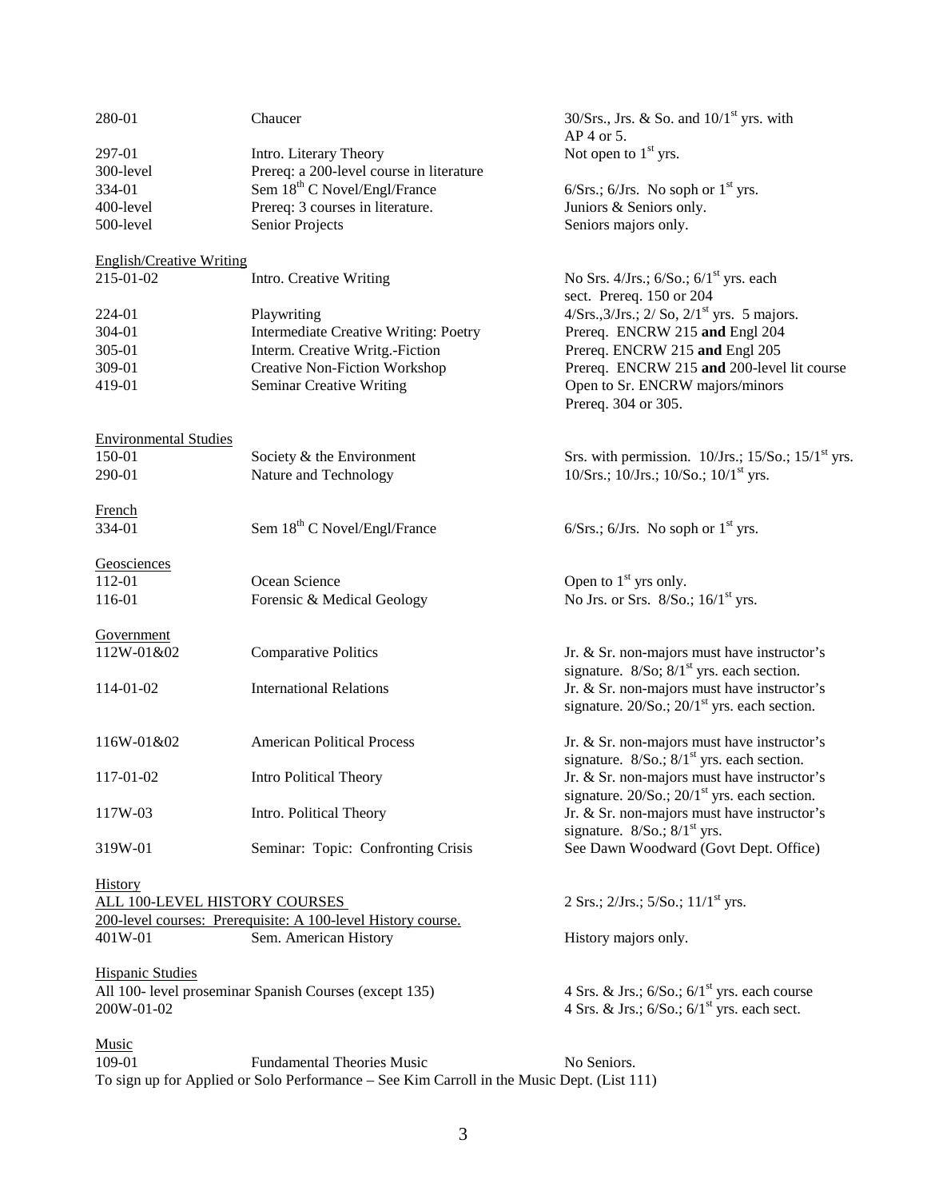| | | |
|---|---|---|
| 280-01 | Chaucer | 30/Srs., Jrs. & So. and 10/1st yrs. with AP 4 or 5. |
| 297-01 | Intro. Literary Theory | Not open to 1st yrs. |
| 300-level | Prereq: a 200-level course in literature | |
| 334-01 | Sem 18th C Novel/Engl/France | 6/Srs.; 6/Jrs. No soph or 1st yrs. |
| 400-level | Prereq: 3 courses in literature. | Juniors & Seniors only. |
| 500-level | Senior Projects | Seniors majors only. |

English/Creative Writing

| | | |
|---|---|---|
| 215-01-02 | Intro. Creative Writing | No Srs. 4/Jrs.; 6/So.; 6/1st yrs. each sect. Prereq. 150 or 204 |
| 224-01 | Playwriting | 4/Srs.,3/Jrs.; 2/ So, 2/1st yrs. 5 majors. |
| 304-01 | Intermediate Creative Writing: Poetry | Prereq. ENCRW 215 **and** Engl 204 |
| 305-01 | Interm. Creative Writg.-Fiction | Prereq. ENCRW 215 **and** Engl 205 |
| 309-01 | Creative Non-Fiction Workshop | Prereq. ENCRW 215 **and** 200-level lit course |
| 419-01 | Seminar Creative Writing | Open to Sr. ENCRW majors/minors Prereq. 304 or 305. |

Environmental Studies

| | | |
|---|---|---|
| 150-01 | Society & the Environment | Srs. with permission. 10/Jrs.; 15/So.; 15/1st yrs. |
| 290-01 | Nature and Technology | 10/Srs.; 10/Jrs.; 10/So.; 10/1st yrs. |

French

| | | |
|---|---|---|
| 334-01 | Sem 18th C Novel/Engl/France | 6/Srs.; 6/Jrs. No soph or 1st yrs. |

Geosciences

| | | |
|---|---|---|
| 112-01 | Ocean Science | Open to 1st yrs only. |
| 116-01 | Forensic & Medical Geology | No Jrs. or Srs. 8/So.; 16/1st yrs. |

Government

| | | |
|---|---|---|
| 112W-01&02 | Comparative Politics | Jr. & Sr. non-majors must have instructor's signature. 8/So; 8/1st yrs. each section. |
| 114-01-02 | International Relations | Jr. & Sr. non-majors must have instructor's signature. 20/So.; 20/1st yrs. each section. |
| 116W-01&02 | American Political Process | Jr. & Sr. non-majors must have instructor's signature. 8/So.; 8/1st yrs. each section. |
| 117-01-02 | Intro Political Theory | Jr. & Sr. non-majors must have instructor's signature. 20/So.; 20/1st yrs. each section. |
| 117W-03 | Intro. Political Theory | Jr. & Sr. non-majors must have instructor's signature. 8/So.; 8/1st yrs. |
| 319W-01 | Seminar: Topic: Confronting Crisis | See Dawn Woodward (Govt Dept. Office) |

History

| | | |
|---|---|---|
| ALL 100-LEVEL HISTORY COURSES | | 2 Srs.; 2/Jrs.; 5/So.; 11/1st yrs. |
| 200-level courses: Prerequisite: A 100-level History course. | | |
| 401W-01 | Sem. American History | History majors only. |

Hispanic Studies

| | | |
|---|---|---|
| All 100- level proseminar Spanish Courses (except 135) | | 4 Srs. & Jrs.; 6/So.; 6/1st yrs. each course |
| 200W-01-02 | | 4 Srs. & Jrs.; 6/So.; 6/1st yrs. each sect. |

Music

| | | |
|---|---|---|
| 109-01 | Fundamental Theories Music | No Seniors. |

To sign up for Applied or Solo Performance – See Kim Carroll in the Music Dept. (List 111)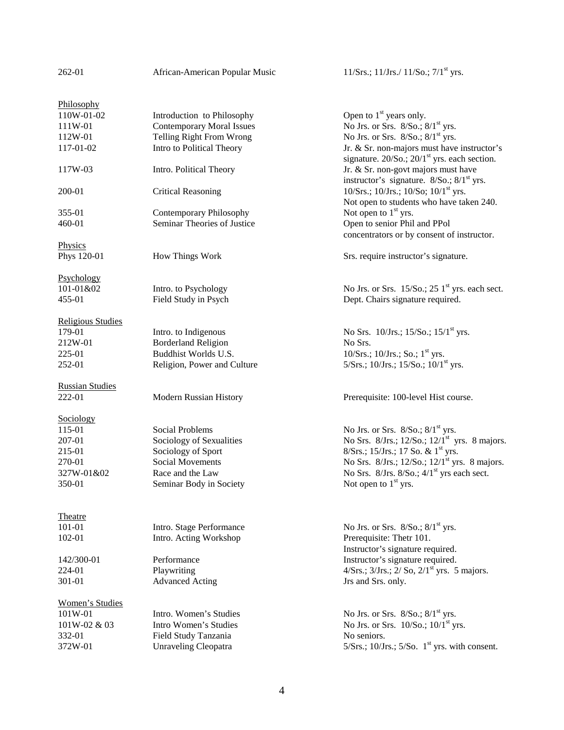| | | |
|---|---|---|
| 262-01 | African-American Popular Music | 11/Srs.; 11/Jrs./ 11/So.; 7/1st yrs. |

**Philosophy**

| | | |
|---|---|---|
| 110W-01-02 | Introduction to Philosophy | Open to 1st years only. |
| 111W-01 | Contemporary Moral Issues | No Jrs. or Srs. 8/So.; 8/1st yrs. |
| 112W-01 | Telling Right From Wrong | No Jrs. or Srs. 8/So.; 8/1st yrs. |
| 117-01-02 | Intro to Political Theory | Jr. & Sr. non-majors must have instructor's signature. 20/So.; 20/1st yrs. each section. |
| 117W-03 | Intro. Political Theory | Jr. & Sr. non-govt majors must have instructor's signature. 8/So.; 8/1st yrs. |
| 200-01 | Critical Reasoning | 10/Srs.; 10/Jrs.; 10/So; 10/1st yrs. Not open to students who have taken 240. |
| 355-01 | Contemporary Philosophy | Not open to 1st yrs. |
| 460-01 | Seminar Theories of Justice | Open to senior Phil and PPol concentrators or by consent of instructor. |

**Physics**

| | | |
|---|---|---|
| Phys 120-01 | How Things Work | Srs. require instructor's signature. |

**Psychology**

| | | |
|---|---|---|
| 101-01&02 | Intro. to Psychology | No Jrs. or Srs. 15/So.; 25 1st yrs. each sect. |
| 455-01 | Field Study in Psych | Dept. Chairs signature required. |

**Religious Studies**

| | | |
|---|---|---|
| 179-01 | Intro. to Indigenous | No Srs. 10/Jrs.; 15/So.; 15/1st yrs. |
| 212W-01 | Borderland Religion | No Srs. |
| 225-01 | Buddhist Worlds U.S. | 10/Srs.; 10/Jrs.; So.; 1st yrs. |
| 252-01 | Religion, Power and Culture | 5/Srs.; 10/Jrs.; 15/So.; 10/1st yrs. |

**Russian Studies**

| | | |
|---|---|---|
| 222-01 | Modern Russian History | Prerequisite: 100-level Hist course. |

**Sociology**

| | | |
|---|---|---|
| 115-01 | Social Problems | No Jrs. or Srs. 8/So.; 8/1st yrs. |
| 207-01 | Sociology of Sexualities | No Srs. 8/Jrs.; 12/So.; 12/1st yrs. 8 majors. |
| 215-01 | Sociology of Sport | 8/Srs.; 15/Jrs.; 17 So. & 1st yrs. |
| 270-01 | Social Movements | No Srs. 8/Jrs.; 12/So.; 12/1st yrs. 8 majors. |
| 327W-01&02 | Race and the Law | No Srs. 8/Jrs. 8/So.; 4/1st yrs each sect. |
| 350-01 | Seminar Body in Society | Not open to 1st yrs. |

**Theatre**

| | | |
|---|---|---|
| 101-01 | Intro. Stage Performance | No Jrs. or Srs. 8/So.; 8/1st yrs. |
| 102-01 | Intro. Acting Workshop | Prerequisite: Thetr 101. Instructor's signature required. |
| 142/300-01 | Performance | Instructor's signature required. |
| 224-01 | Playwriting | 4/Srs.; 3/Jrs.; 2/ So, 2/1st yrs. 5 majors. |
| 301-01 | Advanced Acting | Jrs and Srs. only. |

**Women's Studies**

| | | |
|---|---|---|
| 101W-01 | Intro. Women's Studies | No Jrs. or Srs. 8/So.; 8/1st yrs. |
| 101W-02 & 03 | Intro Women's Studies | No Jrs. or Srs. 10/So.; 10/1st yrs. |
| 332-01 | Field Study Tanzania | No seniors. |
| 372W-01 | Unraveling Cleopatra | 5/Srs.; 10/Jrs.; 5/So. 1st yrs. with consent. |